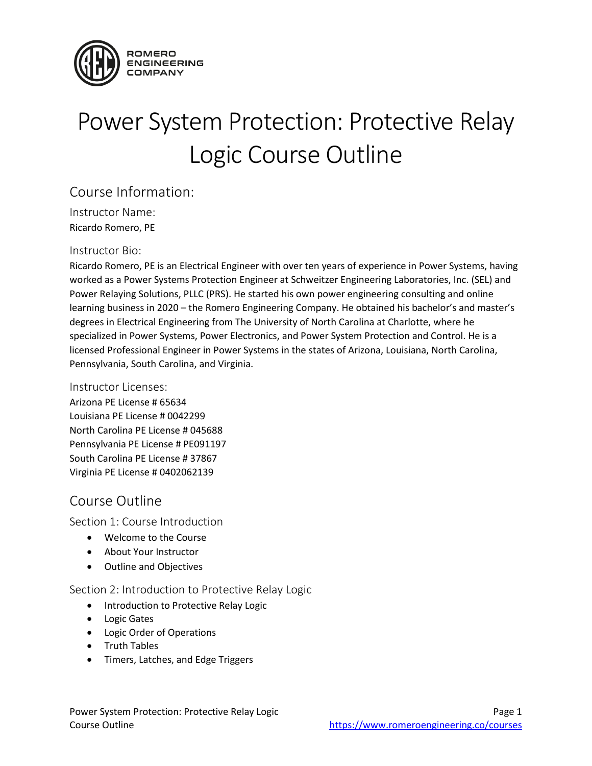ROMERO ENGINEERING COMPANY

# Power System Protection: Protective Relay Logic Course Outline

## Course Information:

### Instructor Name:

Ricardo Romero, PE

### Instructor Bio:

Ricardo Romero, PE is an Electrical Engineer with over ten years of experience in Power Systems, having worked as a Power Systems Protection Engineer at Schweitzer Engineering Laboratories, Inc. (SEL) and Power Relaying Solutions, PLLC (PRS). He started his own power engineering consulting and online learning business in 2020 – the Romero Engineering Company. He obtained his bachelor's and master's degrees in Electrical Engineering from The University of North Carolina at Charlotte, where he specialized in Power Systems, Power Electronics, and Power System Protection and Control. He is a licensed Professional Engineer in Power Systems in the states of Arizona, Louisiana, North Carolina, Pennsylvania, South Carolina, and Virginia.

### Instructor Licenses:

Arizona PE License # 65634
Louisiana PE License # 0042299
North Carolina PE License # 045688
Pennsylvania PE License # PE091197
South Carolina PE License # 37867
Virginia PE License # 0402062139

## Course Outline

### Section 1: Course Introduction

- Welcome to the Course
- About Your Instructor
- Outline and Objectives

### Section 2: Introduction to Protective Relay Logic

- Introduction to Protective Relay Logic
- Logic Gates
- Logic Order of Operations
- Truth Tables
- Timers, Latches, and Edge Triggers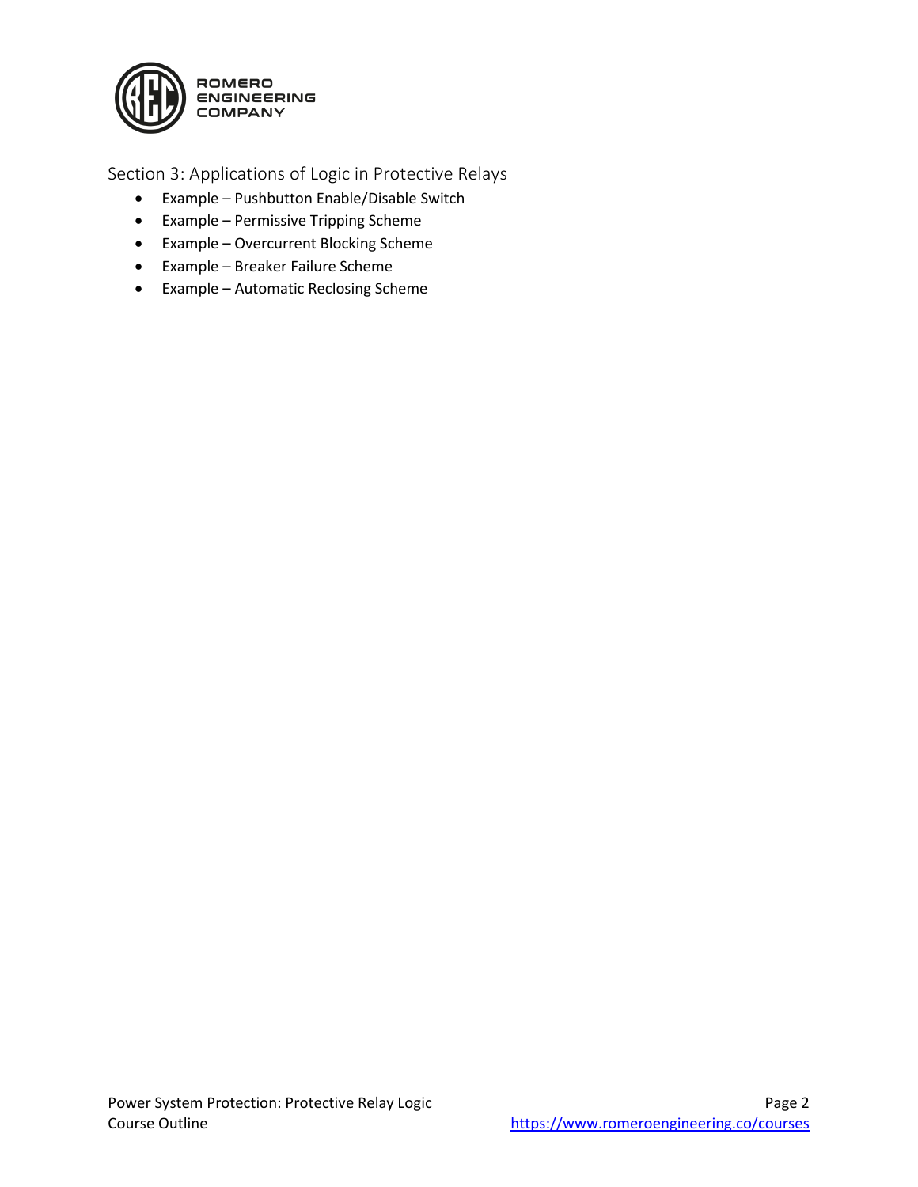## Section 3: Applications of Logic in Protective Relays

- Example – Pushbutton Enable/Disable Switch
- Example – Permissive Tripping Scheme
- Example – Overcurrent Blocking Scheme
- Example – Breaker Failure Scheme
- Example – Automatic Reclosing Scheme